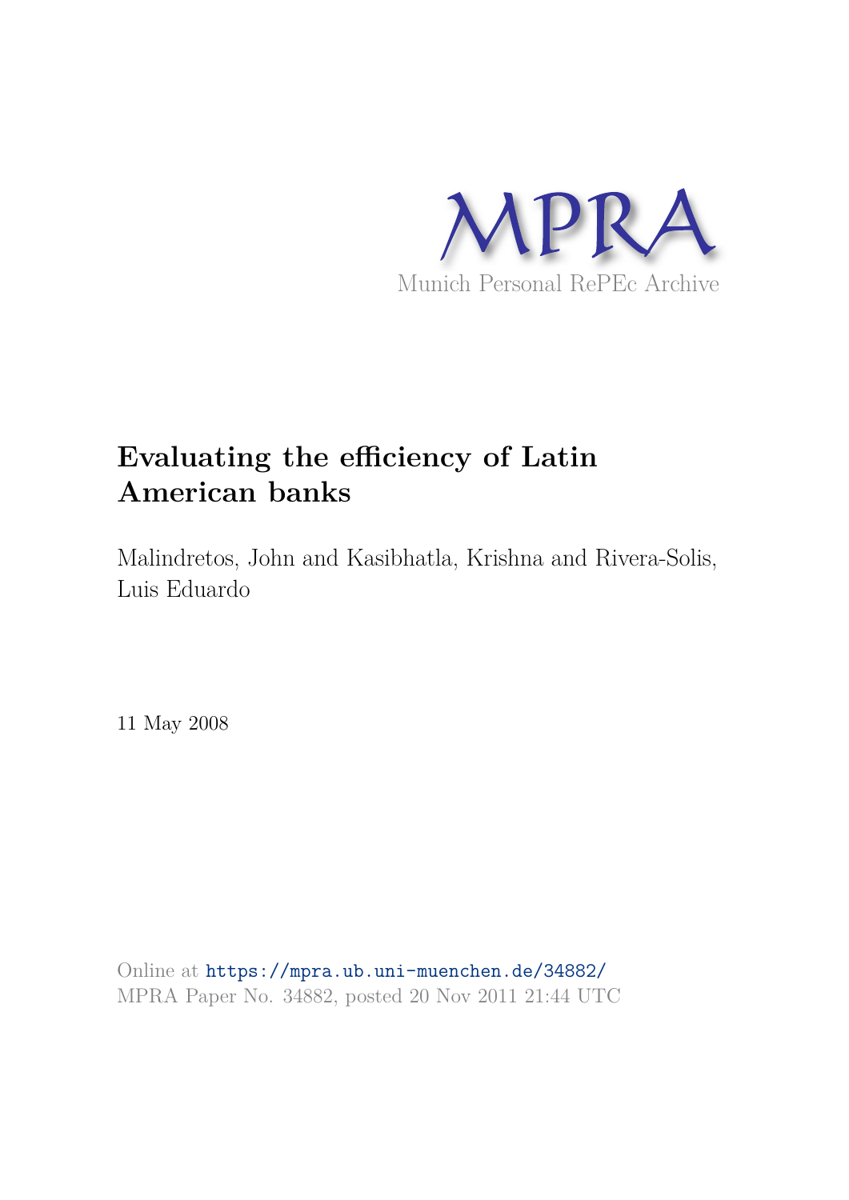MPRA

Munich Personal RePEc Archive

# Evaluating the efficiency of Latin American banks

Malindretos, John and Kasibhatla, Krishna and Rivera-Solis, Luis Eduardo

11 May 2008

Online at https://mpra.ub.uni-muenchen.de/34882/
MPRA Paper No. 34882, posted 20 Nov 2011 21:44 UTC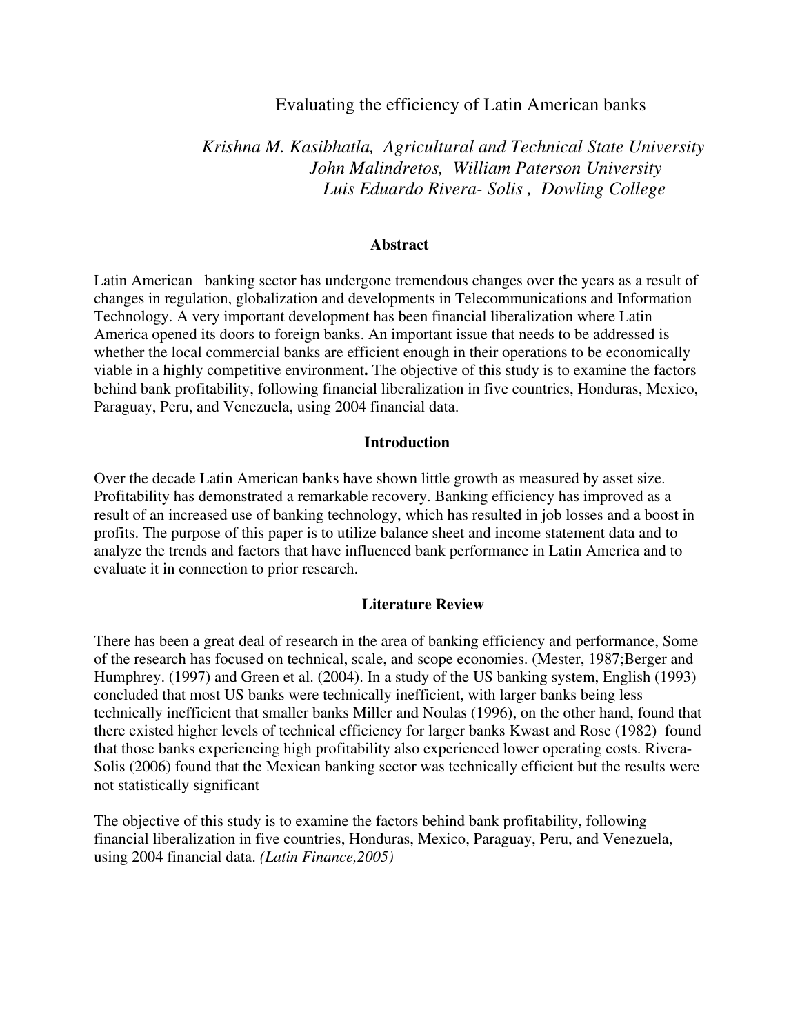# Evaluating the efficiency of Latin American banks

*Krishna M. Kasibhatla, Agricultural and Technical State University*
*John Malindretos, William Paterson University*
*Luis Eduardo Rivera- Solis , Dowling College*

## Abstract

Latin American banking sector has undergone tremendous changes over the years as a result of changes in regulation, globalization and developments in Telecommunications and Information Technology. A very important development has been financial liberalization where Latin America opened its doors to foreign banks. An important issue that needs to be addressed is whether the local commercial banks are efficient enough in their operations to be economically viable in a highly competitive environment**.** The objective of this study is to examine the factors behind bank profitability, following financial liberalization in five countries, Honduras, Mexico, Paraguay, Peru, and Venezuela, using 2004 financial data.

## Introduction

Over the decade Latin American banks have shown little growth as measured by asset size. Profitability has demonstrated a remarkable recovery. Banking efficiency has improved as a result of an increased use of banking technology, which has resulted in job losses and a boost in profits. The purpose of this paper is to utilize balance sheet and income statement data and to analyze the trends and factors that have influenced bank performance in Latin America and to evaluate it in connection to prior research.

## Literature Review

There has been a great deal of research in the area of banking efficiency and performance, Some of the research has focused on technical, scale, and scope economies. (Mester, 1987;Berger and Humphrey. (1997) and Green et al. (2004). In a study of the US banking system, English (1993) concluded that most US banks were technically inefficient, with larger banks being less technically inefficient that smaller banks Miller and Noulas (1996), on the other hand, found that there existed higher levels of technical efficiency for larger banks Kwast and Rose (1982) found that those banks experiencing high profitability also experienced lower operating costs. Rivera-Solis (2006) found that the Mexican banking sector was technically efficient but the results were not statistically significant

The objective of this study is to examine the factors behind bank profitability, following financial liberalization in five countries, Honduras, Mexico, Paraguay, Peru, and Venezuela, using 2004 financial data. *(Latin Finance,2005)*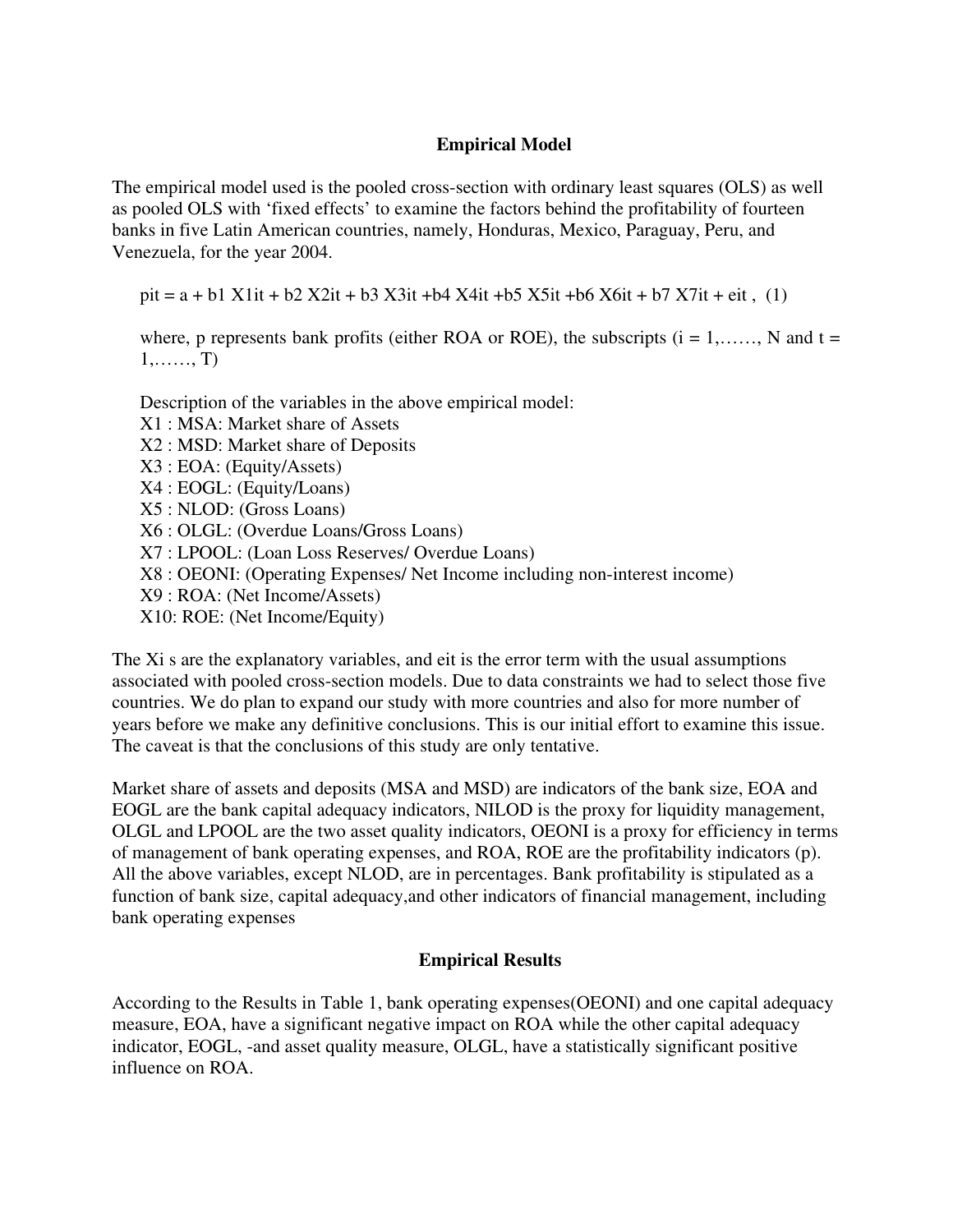## Empirical Model

The empirical model used is the pooled cross-section with ordinary least squares (OLS) as well as pooled OLS with 'fixed effects' to examine the factors behind the profitability of fourteen banks in five Latin American countries, namely, Honduras, Mexico, Paraguay, Peru, and Venezuela, for the year 2004.

$$p_{it} = a + b_1 X_{1it} + b_2 X_{2it} + b_3 X_{3it} + b_4 X_{4it} + b_5 X_{5it} + b_6 X_{6it} + b_7 X_{7it} + e_{it} , \quad (1)$$

where, p represents bank profits (either ROA or ROE), the subscripts ($i = 1, \ldots\ldots, N$ and $t = 1, \ldots\ldots, T$)

Description of the variables in the above empirical model:

X1 : MSA: Market share of Assets
X2 : MSD: Market share of Deposits
X3 : EOA: (Equity/Assets)
X4 : EOGL: (Equity/Loans)
X5 : NLOD: (Gross Loans)
X6 : OLGL: (Overdue Loans/Gross Loans)
X7 : LPOOL: (Loan Loss Reserves/ Overdue Loans)
X8 : OEONI: (Operating Expenses/ Net Income including non-interest income)
X9 : ROA: (Net Income/Assets)
X10: ROE: (Net Income/Equity)

The Xi s are the explanatory variables, and eit is the error term with the usual assumptions associated with pooled cross-section models. Due to data constraints we had to select those five countries. We do plan to expand our study with more countries and also for more number of years before we make any definitive conclusions. This is our initial effort to examine this issue. The caveat is that the conclusions of this study are only tentative.

Market share of assets and deposits (MSA and MSD) are indicators of the bank size, EOA and EOGL are the bank capital adequacy indicators, NILOD is the proxy for liquidity management, OLGL and LPOOL are the two asset quality indicators, OEONI is a proxy for efficiency in terms of management of bank operating expenses, and ROA, ROE are the profitability indicators (p). All the above variables, except NLOD, are in percentages. Bank profitability is stipulated as a function of bank size, capital adequacy,and other indicators of financial management, including bank operating expenses

## Empirical Results

According to the Results in Table 1, bank operating expenses(OEONI) and one capital adequacy measure, EOA, have a significant negative impact on ROA while the other capital adequacy indicator, EOGL, -and asset quality measure, OLGL, have a statistically significant positive influence on ROA.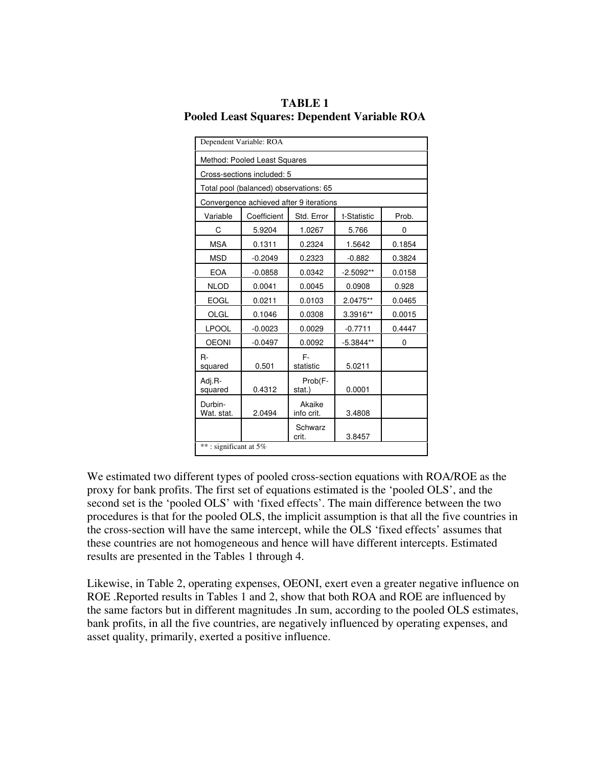**TABLE 1**
**Pooled Least Squares: Dependent Variable ROA**

| Dependent Variable: ROA | | | | |
|---|---|---|---|---|
| Method: Pooled Least Squares | | | | |
| Cross-sections included: 5 | | | | |
| Total pool (balanced) observations: 65 | | | | |
| Convergence achieved after 9 iterations | | | | |
| Variable | Coefficient | Std. Error | t-Statistic | Prob. |
| C | 5.9204 | 1.0267 | 5.766 | 0 |
| MSA | 0.1311 | 0.2324 | 1.5642 | 0.1854 |
| MSD | -0.2049 | 0.2323 | -0.882 | 0.3824 |
| EOA | -0.0858 | 0.0342 | -2.5092** | 0.0158 |
| NLOD | 0.0041 | 0.0045 | 0.0908 | 0.928 |
| EOGL | 0.0211 | 0.0103 | 2.0475** | 0.0465 |
| OLGL | 0.1046 | 0.0308 | 3.3916** | 0.0015 |
| LPOOL | -0.0023 | 0.0029 | -0.7711 | 0.4447 |
| OEONI | -0.0497 | 0.0092 | -5.3844** | 0 |
| R-squared | 0.501 | F-statistic | 5.0211 | |
| Adj.R-squared | 0.4312 | Prob(F-stat.) | 0.0001 | |
| Durbin-Wat. stat. | 2.0494 | Akaike info crit. | 3.4808 | |
| | | Schwarz crit. | 3.8457 | |
| ** : significant at 5% | | | | |

We estimated two different types of pooled cross-section equations with ROA/ROE as the proxy for bank profits. The first set of equations estimated is the 'pooled OLS', and the second set is the 'pooled OLS' with 'fixed effects'. The main difference between the two procedures is that for the pooled OLS, the implicit assumption is that all the five countries in the cross-section will have the same intercept, while the OLS 'fixed effects' assumes that these countries are not homogeneous and hence will have different intercepts. Estimated results are presented in the Tables 1 through 4.

Likewise, in Table 2, operating expenses, OEONI, exert even a greater negative influence on ROE .Reported results in Tables 1 and 2, show that both ROA and ROE are influenced by the same factors but in different magnitudes .In sum, according to the pooled OLS estimates, bank profits, in all the five countries, are negatively influenced by operating expenses, and asset quality, primarily, exerted a positive influence.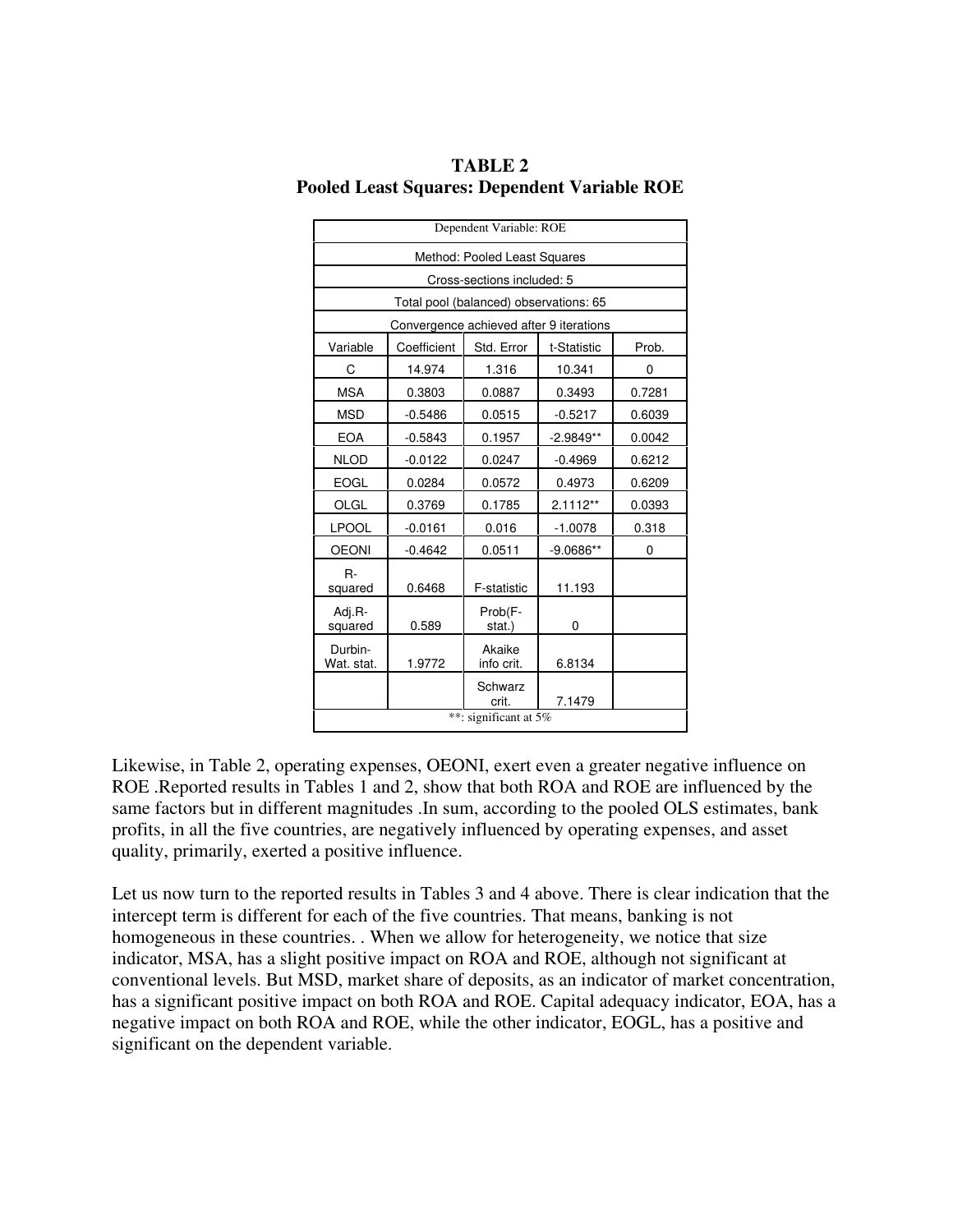**TABLE 2**
**Pooled Least Squares: Dependent Variable ROE**

| Dependent Variable: ROE | | | | |
|---|---|---|---|---|
| Method: Pooled Least Squares | | | | |
| Cross-sections included: 5 | | | | |
| Total pool (balanced) observations: 65 | | | | |
| Convergence achieved after 9 iterations | | | | |
| Variable | Coefficient | Std. Error | t-Statistic | Prob. |
| C | 14.974 | 1.316 | 10.341 | 0 |
| MSA | 0.3803 | 0.0887 | 0.3493 | 0.7281 |
| MSD | -0.5486 | 0.0515 | -0.5217 | 0.6039 |
| EOA | -0.5843 | 0.1957 | -2.9849** | 0.0042 |
| NLOD | -0.0122 | 0.0247 | -0.4969 | 0.6212 |
| EOGL | 0.0284 | 0.0572 | 0.4973 | 0.6209 |
| OLGL | 0.3769 | 0.1785 | 2.1112** | 0.0393 |
| LPOOL | -0.0161 | 0.016 | -1.0078 | 0.318 |
| OEONI | -0.4642 | 0.0511 | -9.0686** | 0 |
| R-squared | 0.6468 | F-statistic | 11.193 | |
| Adj.R-squared | 0.589 | Prob(F-stat.) | 0 | |
| Durbin-Wat. stat. | 1.9772 | Akaike info crit. | 6.8134 | |
| | | Schwarz crit. | 7.1479 | |
| **: significant at 5% | | | | |

Likewise, in Table 2, operating expenses, OEONI, exert even a greater negative influence on ROE .Reported results in Tables 1 and 2, show that both ROA and ROE are influenced by the same factors but in different magnitudes .In sum, according to the pooled OLS estimates, bank profits, in all the five countries, are negatively influenced by operating expenses, and asset quality, primarily, exerted a positive influence.

Let us now turn to the reported results in Tables 3 and 4 above. There is clear indication that the intercept term is different for each of the five countries. That means, banking is not homogeneous in these countries. . When we allow for heterogeneity, we notice that size indicator, MSA, has a slight positive impact on ROA and ROE, although not significant at conventional levels. But MSD, market share of deposits, as an indicator of market concentration, has a significant positive impact on both ROA and ROE. Capital adequacy indicator, EOA, has a negative impact on both ROA and ROE, while the other indicator, EOGL, has a positive and significant on the dependent variable.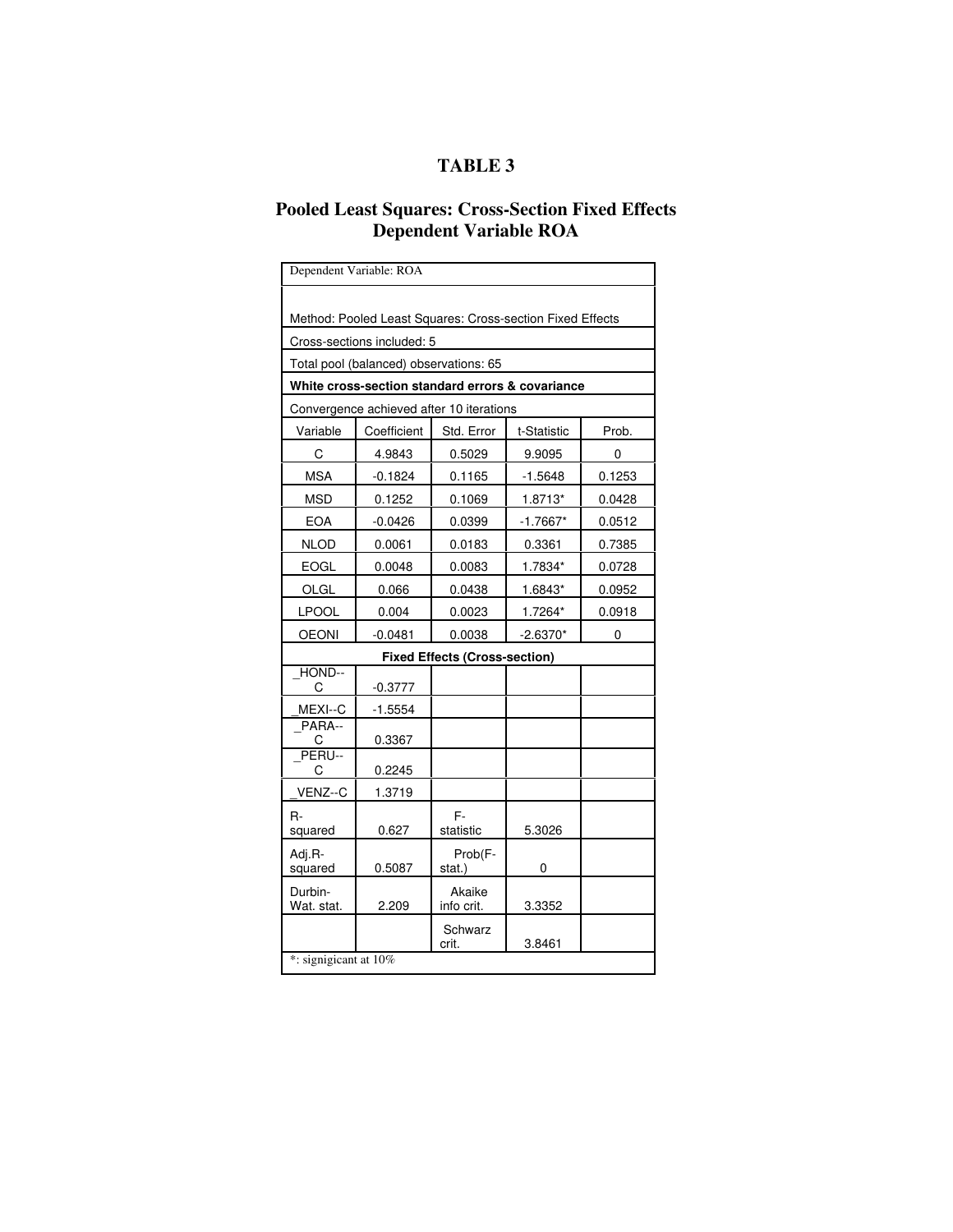# TABLE 3

## Pooled Least Squares: Cross-Section Fixed Effects Dependent Variable ROA

| Dependent Variable: ROA | | | | |
|---|---|---|---|---|
| Method: Pooled Least Squares: Cross-section Fixed Effects | | | | |
| Cross-sections included: 5 | | | | |
| Total pool (balanced) observations: 65 | | | | |
| **White cross-section standard errors & covariance** | | | | |
| Convergence achieved after 10 iterations | | | | |
| Variable | Coefficient | Std. Error | t-Statistic | Prob. |
| C | 4.9843 | 0.5029 | 9.9095 | 0 |
| MSA | -0.1824 | 0.1165 | -1.5648 | 0.1253 |
| MSD | 0.1252 | 0.1069 | 1.8713* | 0.0428 |
| EOA | -0.0426 | 0.0399 | -1.7667* | 0.0512 |
| NLOD | 0.0061 | 0.0183 | 0.3361 | 0.7385 |
| EOGL | 0.0048 | 0.0083 | 1.7834* | 0.0728 |
| OLGL | 0.066 | 0.0438 | 1.6843* | 0.0952 |
| LPOOL | 0.004 | 0.0023 | 1.7264* | 0.0918 |
| OEONI | -0.0481 | 0.0038 | -2.6370* | 0 |
| **Fixed Effects (Cross-section)** | | | | |
| _HOND--C | -0.3777 | | | |
| _MEXI--C | -1.5554 | | | |
| _PARA--C | 0.3367 | | | |
| _PERU--C | 0.2245 | | | |
| _VENZ--C | 1.3719 | | | |
| R-squared | 0.627 | F-statistic | 5.3026 | |
| Adj.R-squared | 0.5087 | Prob(F-stat.) | 0 | |
| Durbin-Wat. stat. | 2.209 | Akaike info crit. | 3.3352 | |
| | | Schwarz crit. | 3.8461 | |
| *: signigicant at 10% | | | | |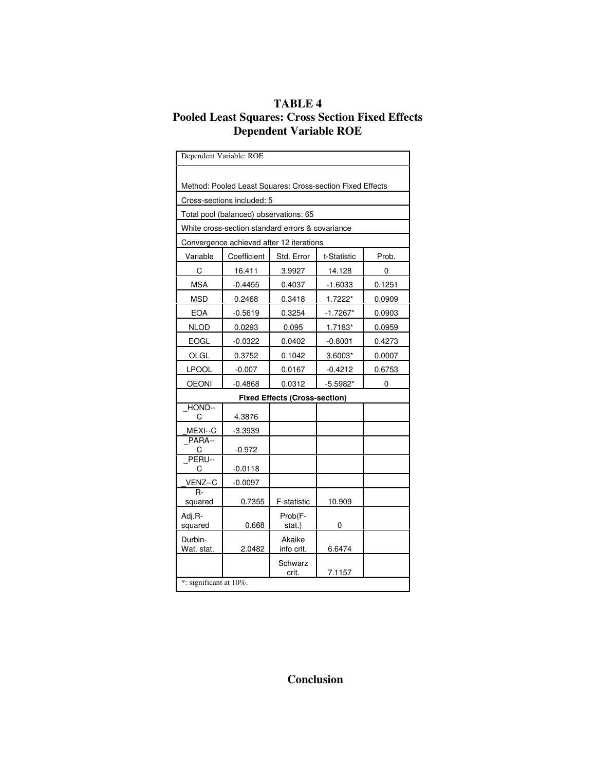**TABLE 4**
**Pooled Least Squares: Cross Section Fixed Effects**
**Dependent Variable ROE**

| Dependent Variable: ROE | | | | |
|---|---|---|---|---|
| Method: Pooled Least Squares: Cross-section Fixed Effects | | | | |
| Cross-sections included: 5 | | | | |
| Total pool (balanced) observations: 65 | | | | |
| White cross-section standard errors & covariance | | | | |
| Convergence achieved after 12 iterations | | | | |
| Variable | Coefficient | Std. Error | t-Statistic | Prob. |
| C | 16.411 | 3.9927 | 14.128 | 0 |
| MSA | -0.4455 | 0.4037 | -1.6033 | 0.1251 |
| MSD | 0.2468 | 0.3418 | 1.7222* | 0.0909 |
| EOA | -0.5619 | 0.3254 | -1.7267* | 0.0903 |
| NLOD | 0.0293 | 0.095 | 1.7183* | 0.0959 |
| EOGL | -0.0322 | 0.0402 | -0.8001 | 0.4273 |
| OLGL | 0.3752 | 0.1042 | 3.6003* | 0.0007 |
| LPOOL | -0.007 | 0.0167 | -0.4212 | 0.6753 |
| OEONI | -0.4868 | 0.0312 | -5.5982* | 0 |
| **Fixed Effects (Cross-section)** | | | | |
| _HOND--C | 4.3876 | | | |
| _MEXI--C | -3.3939 | | | |
| _PARA--C | -0.972 | | | |
| _PERU--C | -0.0118 | | | |
| _VENZ--C | -0.0097 | | | |
| R-squared | 0.7355 | F-statistic | 10.909 | |
| Adj.R-squared | 0.668 | Prob(F-stat.) | 0 | |
| Durbin-Wat. stat. | 2.0482 | Akaike info crit. | 6.6474 | |
| | | Schwarz crit. | 7.1157 | |
| *: significant at 10%. | | | | |

## Conclusion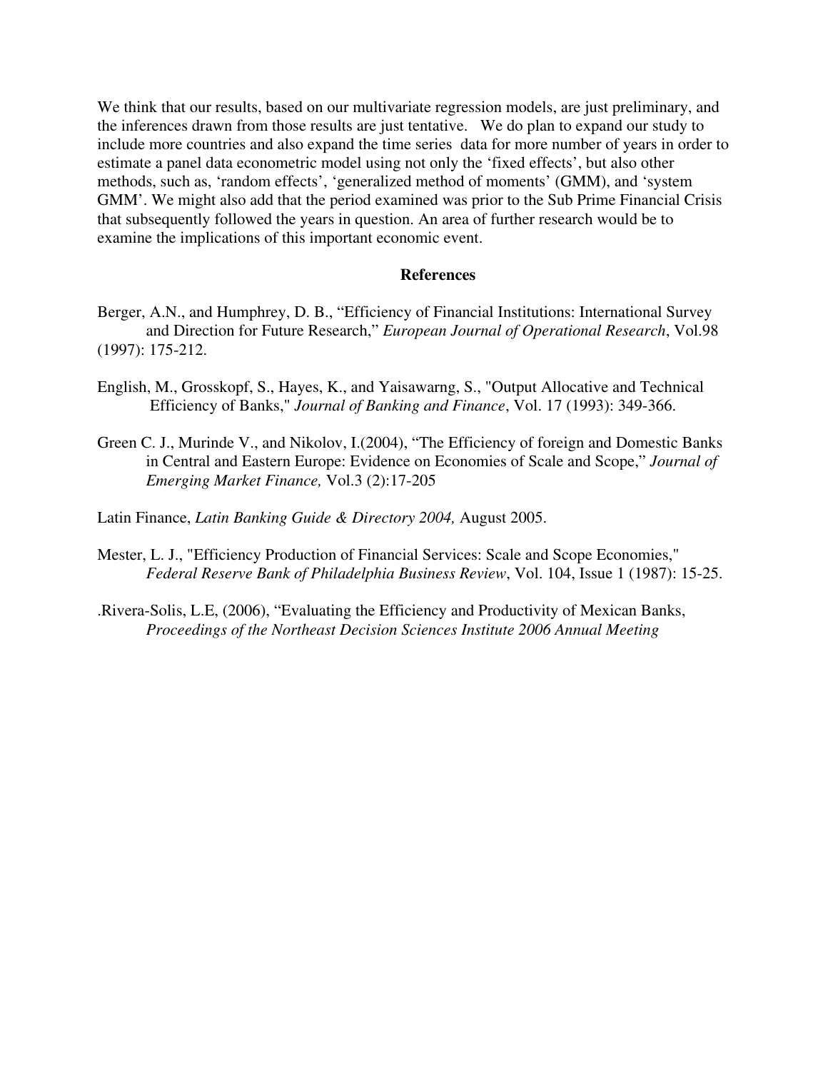We think that our results, based on our multivariate regression models, are just preliminary, and the inferences drawn from those results are just tentative. We do plan to expand our study to include more countries and also expand the time series data for more number of years in order to estimate a panel data econometric model using not only the 'fixed effects', but also other methods, such as, 'random effects', 'generalized method of moments' (GMM), and 'system GMM'. We might also add that the period examined was prior to the Sub Prime Financial Crisis that subsequently followed the years in question. An area of further research would be to examine the implications of this important economic event.

## References

Berger, A.N., and Humphrey, D. B., "Efficiency of Financial Institutions: International Survey and Direction for Future Research," *European Journal of Operational Research*, Vol.98 (1997): 175-212.

English, M., Grosskopf, S., Hayes, K., and Yaisawarng, S., "Output Allocative and Technical Efficiency of Banks," *Journal of Banking and Finance*, Vol. 17 (1993): 349-366.

Green C. J., Murinde V., and Nikolov, I.(2004), "The Efficiency of foreign and Domestic Banks in Central and Eastern Europe: Evidence on Economies of Scale and Scope," *Journal of Emerging Market Finance,* Vol.3 (2):17-205

Latin Finance, *Latin Banking Guide & Directory 2004,* August 2005.

Mester, L. J., "Efficiency Production of Financial Services: Scale and Scope Economies," *Federal Reserve Bank of Philadelphia Business Review*, Vol. 104, Issue 1 (1987): 15-25.

.Rivera-Solis, L.E, (2006), "Evaluating the Efficiency and Productivity of Mexican Banks, *Proceedings of the Northeast Decision Sciences Institute 2006 Annual Meeting*